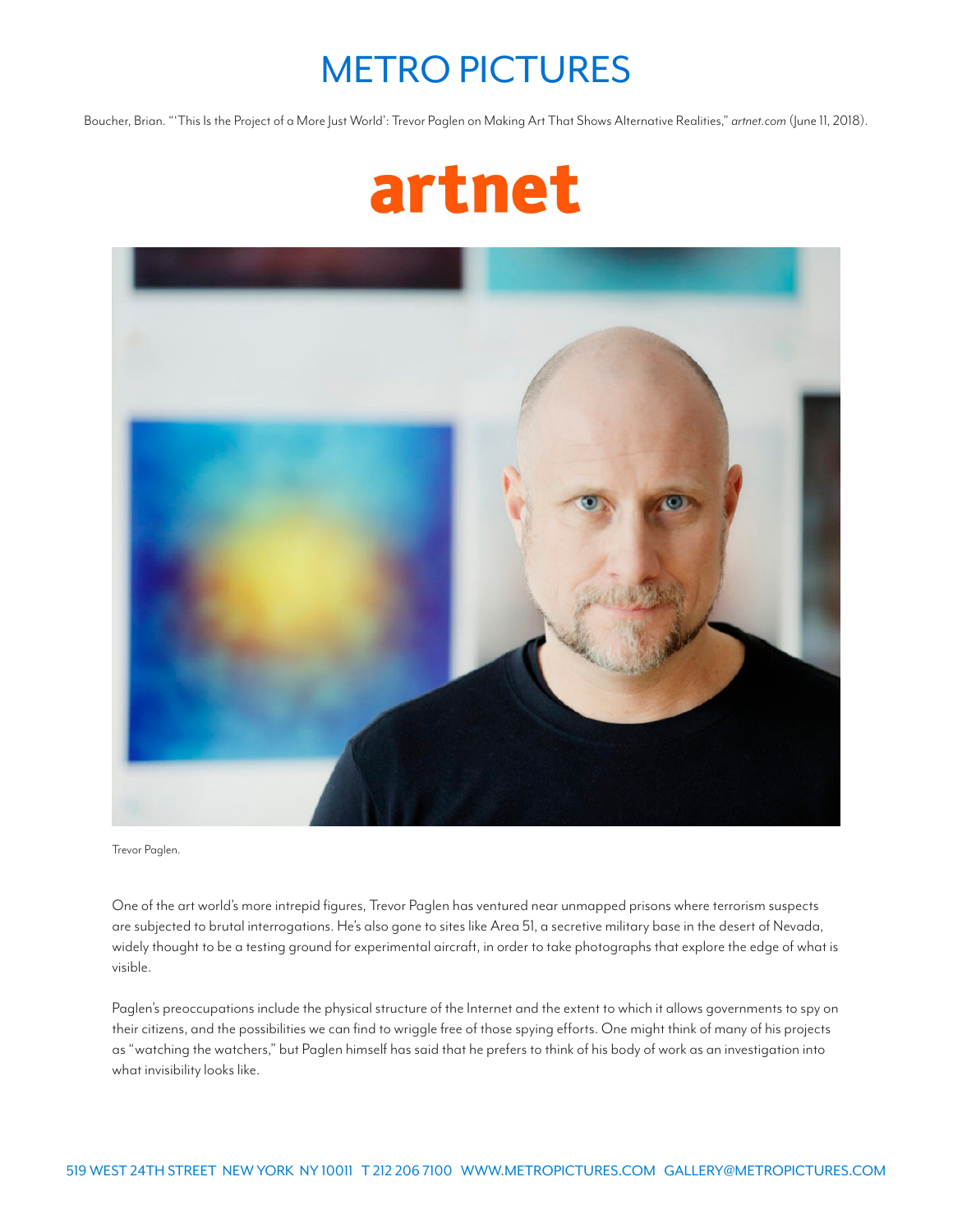# METRO PICTURES

Boucher, Brian. "'This Is the Project of a More Just World': Trevor Paglen on Making Art That Shows Alternative Realities," *artnet.com* (June 11, 2018).

# artnet

Trevor Paglen.

One of the art world's more intrepid figures, Trevor Paglen has ventured near unmapped prisons where terrorism suspects are subjected to brutal interrogations. He's also gone to sites like Area 51, a secretive military base in the desert of Nevada, widely thought to be a testing ground for experimental aircraft, in order to take photographs that explore the edge of what is visible.

Paglen's preoccupations include the physical structure of the Internet and the extent to which it allows governments to spy on their citizens, and the possibilities we can find to wriggle free of those spying efforts. One might think of many of his projects as "watching the watchers," but Paglen himself has said that he prefers to think of his body of work as an investigation into what invisibility looks like.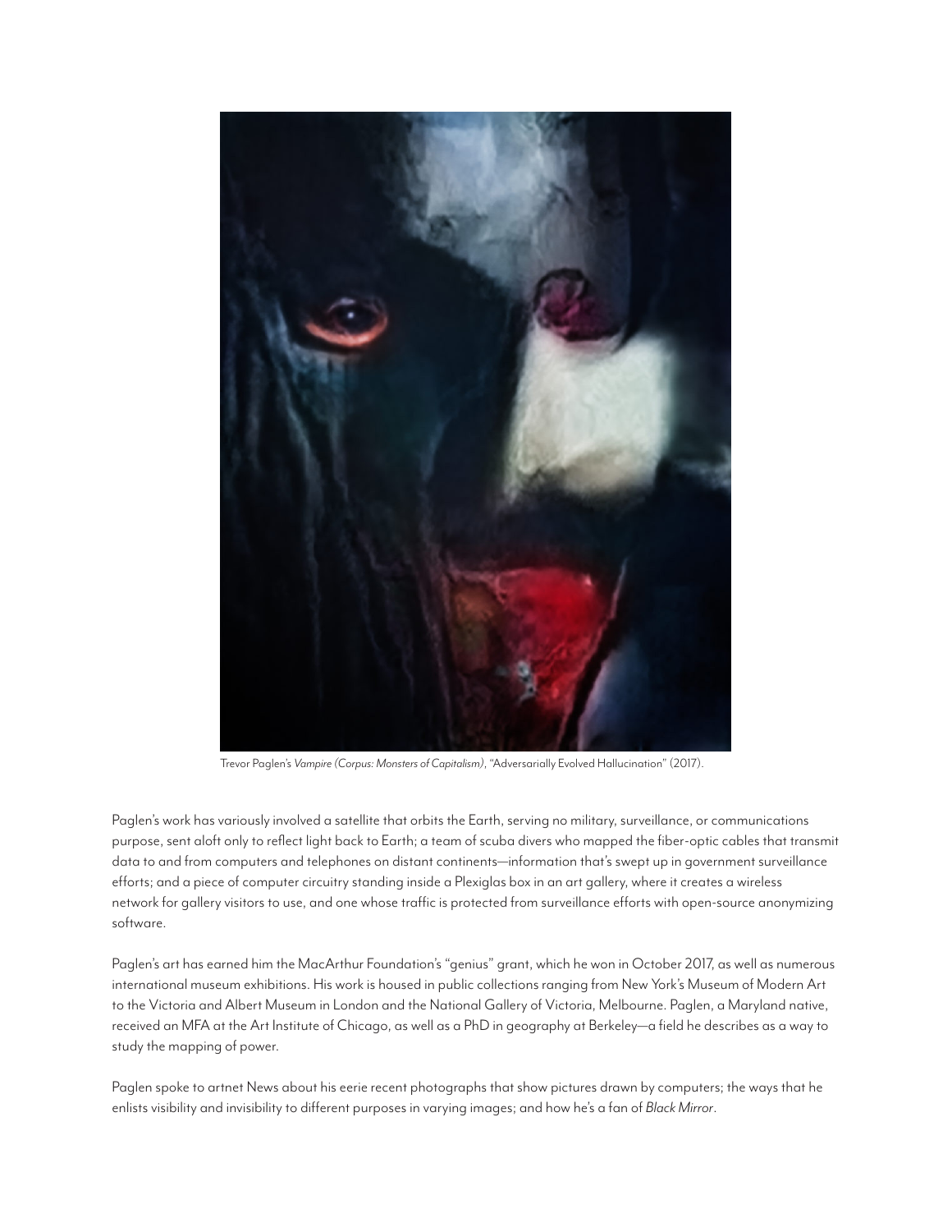Trevor Paglen's *Vampire (Corpus: Monsters of Capitalism)*, "Adversarially Evolved Hallucination" (2017).

Paglen's work has variously involved a satellite that orbits the Earth, serving no military, surveillance, or communications purpose, sent aloft only to reflect light back to Earth; a team of scuba divers who mapped the fiber-optic cables that transmit data to and from computers and telephones on distant continents—information that's swept up in government surveillance efforts; and a piece of computer circuitry standing inside a Plexiglas box in an art gallery, where it creates a wireless network for gallery visitors to use, and one whose traffic is protected from surveillance efforts with open-source anonymizing software.

Paglen's art has earned him the MacArthur Foundation's "genius" grant, which he won in October 2017, as well as numerous international museum exhibitions. His work is housed in public collections ranging from New York's Museum of Modern Art to the Victoria and Albert Museum in London and the National Gallery of Victoria, Melbourne. Paglen, a Maryland native, received an MFA at the Art Institute of Chicago, as well as a PhD in geography at Berkeley—a field he describes as a way to study the mapping of power.

Paglen spoke to artnet News about his eerie recent photographs that show pictures drawn by computers; the ways that he enlists visibility and invisibility to different purposes in varying images; and how he's a fan of *Black Mirror*.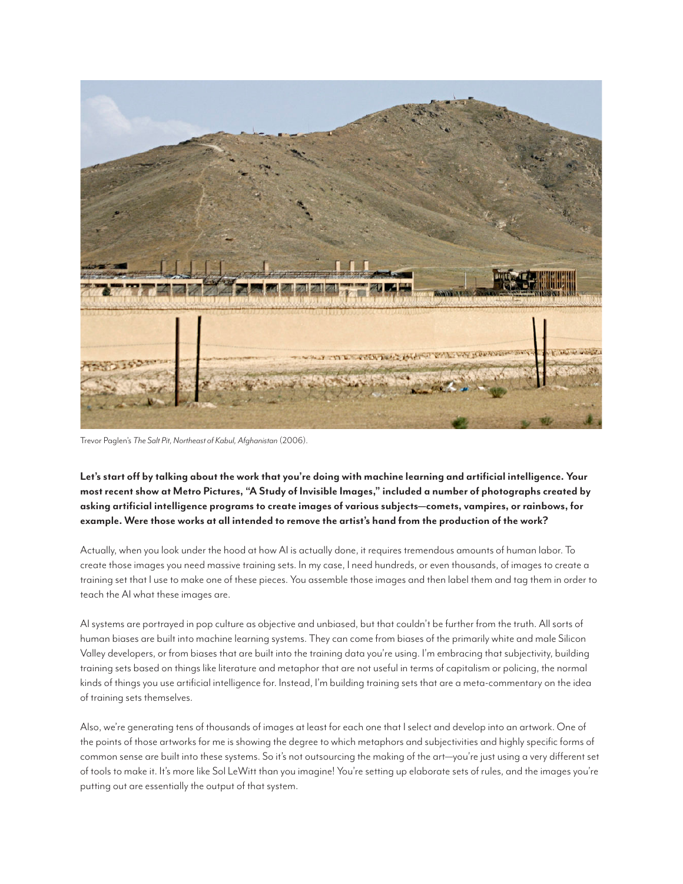Trevor Paglen's *The Salt Pit, Northeast of Kabul, Afghanistan* (2006).

**Let's start off by talking about the work that you're doing with machine learning and artificial intelligence. Your most recent show at Metro Pictures, "A Study of Invisible Images," included a number of photographs created by asking artificial intelligence programs to create images of various subjects—comets, vampires, or rainbows, for example. Were those works at all intended to remove the artist's hand from the production of the work?**

Actually, when you look under the hood at how AI is actually done, it requires tremendous amounts of human labor. To create those images you need massive training sets. In my case, I need hundreds, or even thousands, of images to create a training set that I use to make one of these pieces. You assemble those images and then label them and tag them in order to teach the AI what these images are.

AI systems are portrayed in pop culture as objective and unbiased, but that couldn't be further from the truth. All sorts of human biases are built into machine learning systems. They can come from biases of the primarily white and male Silicon Valley developers, or from biases that are built into the training data you're using. I'm embracing that subjectivity, building training sets based on things like literature and metaphor that are not useful in terms of capitalism or policing, the normal kinds of things you use artificial intelligence for. Instead, I'm building training sets that are a meta-commentary on the idea of training sets themselves.

Also, we're generating tens of thousands of images at least for each one that I select and develop into an artwork. One of the points of those artworks for me is showing the degree to which metaphors and subjectivities and highly specific forms of common sense are built into these systems. So it's not outsourcing the making of the art—you're just using a very different set of tools to make it. It's more like Sol LeWitt than you imagine! You're setting up elaborate sets of rules, and the images you're putting out are essentially the output of that system.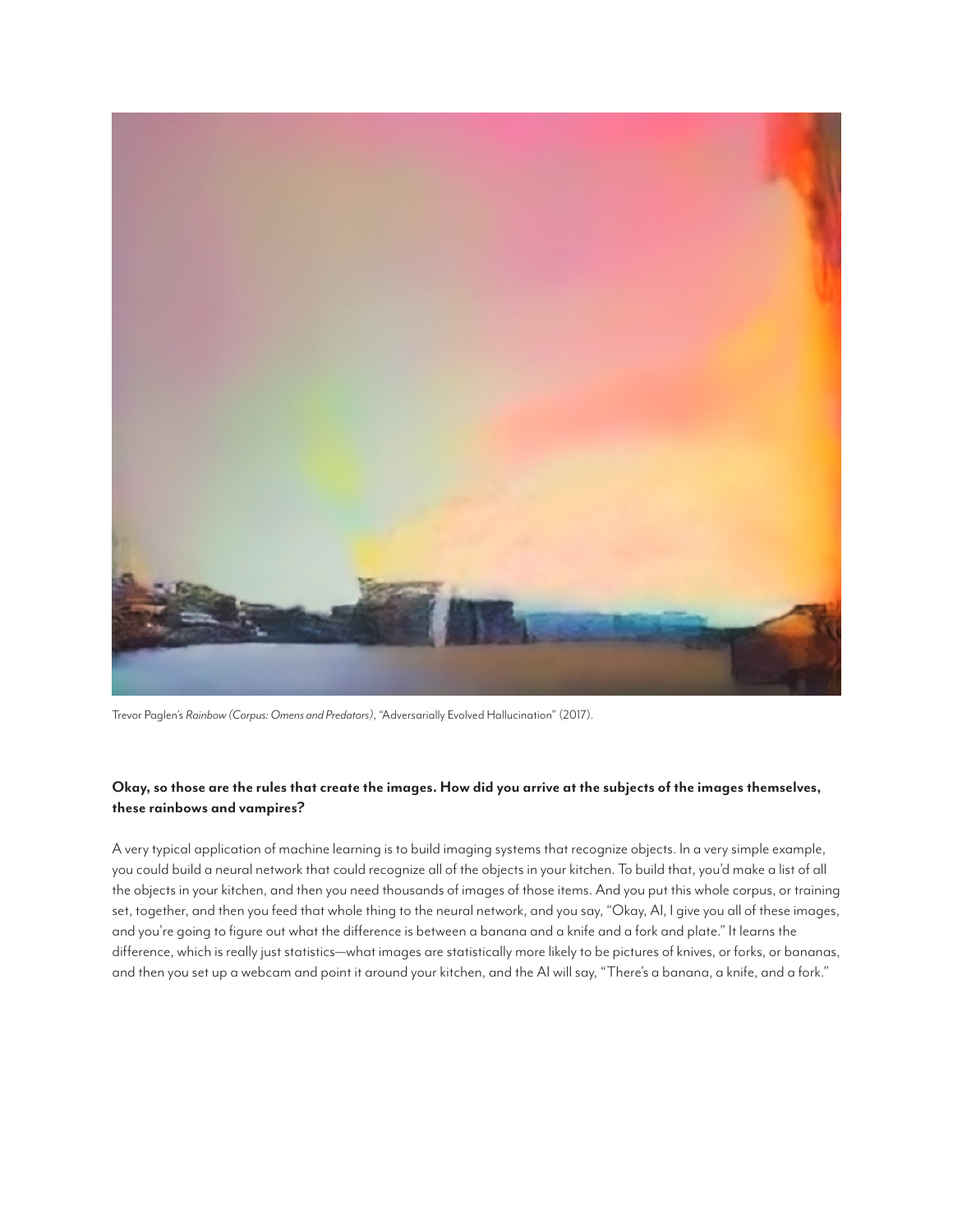Trevor Paglen's *Rainbow (Corpus: Omens and Predators)*, "Adversarially Evolved Hallucination" (2017).

**Okay, so those are the rules that create the images. How did you arrive at the subjects of the images themselves, these rainbows and vampires?**

A very typical application of machine learning is to build imaging systems that recognize objects. In a very simple example, you could build a neural network that could recognize all of the objects in your kitchen. To build that, you'd make a list of all the objects in your kitchen, and then you need thousands of images of those items. And you put this whole corpus, or training set, together, and then you feed that whole thing to the neural network, and you say, "Okay, AI, I give you all of these images, and you're going to figure out what the difference is between a banana and a knife and a fork and plate." It learns the difference, which is really just statistics—what images are statistically more likely to be pictures of knives, or forks, or bananas, and then you set up a webcam and point it around your kitchen, and the AI will say, "There's a banana, a knife, and a fork."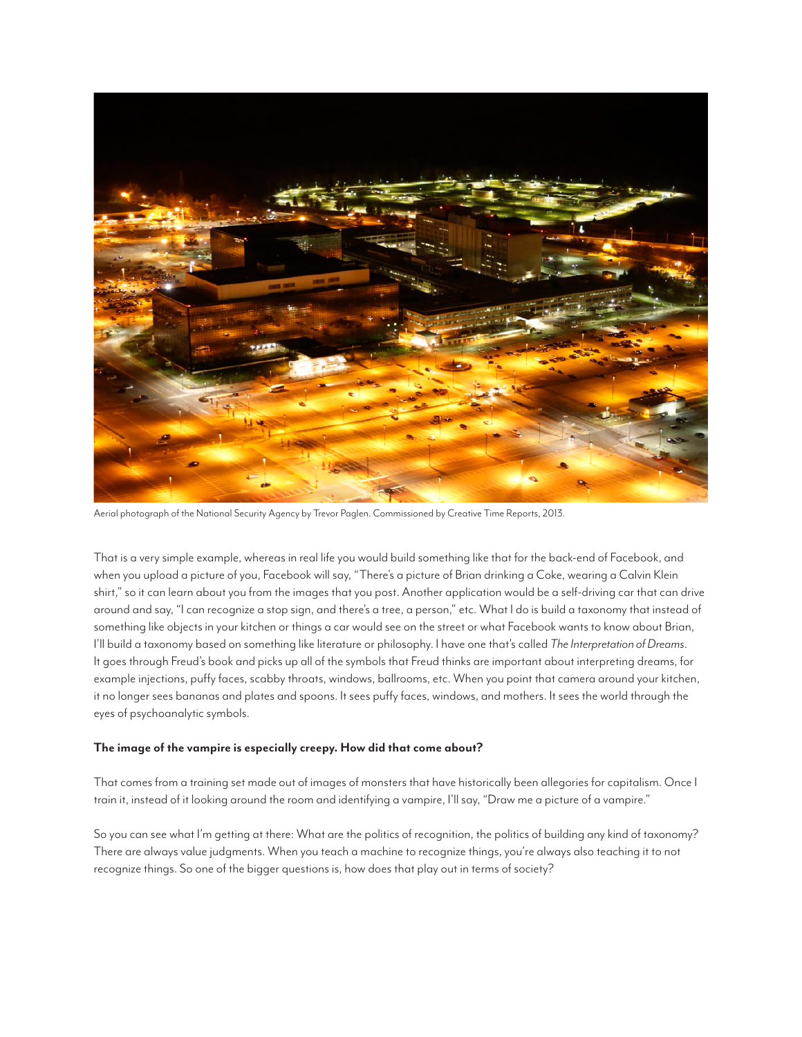Aerial photograph of the National Security Agency by Trevor Paglen. Commissioned by Creative Time Reports, 2013.

That is a very simple example, whereas in real life you would build something like that for the back-end of Facebook, and when you upload a picture of you, Facebook will say, "There's a picture of Brian drinking a Coke, wearing a Calvin Klein shirt," so it can learn about you from the images that you post. Another application would be a self-driving car that can drive around and say, "I can recognize a stop sign, and there's a tree, a person," etc. What I do is build a taxonomy that instead of something like objects in your kitchen or things a car would see on the street or what Facebook wants to know about Brian, I'll build a taxonomy based on something like literature or philosophy. I have one that's called *The Interpretation of Dreams*. It goes through Freud's book and picks up all of the symbols that Freud thinks are important about interpreting dreams, for example injections, puffy faces, scabby throats, windows, ballrooms, etc. When you point that camera around your kitchen, it no longer sees bananas and plates and spoons. It sees puffy faces, windows, and mothers. It sees the world through the eyes of psychoanalytic symbols.

**The image of the vampire is especially creepy. How did that come about?**

That comes from a training set made out of images of monsters that have historically been allegories for capitalism. Once I train it, instead of it looking around the room and identifying a vampire, I'll say, "Draw me a picture of a vampire."

So you can see what I'm getting at there: What are the politics of recognition, the politics of building any kind of taxonomy? There are always value judgments. When you teach a machine to recognize things, you're always also teaching it to not recognize things. So one of the bigger questions is, how does that play out in terms of society?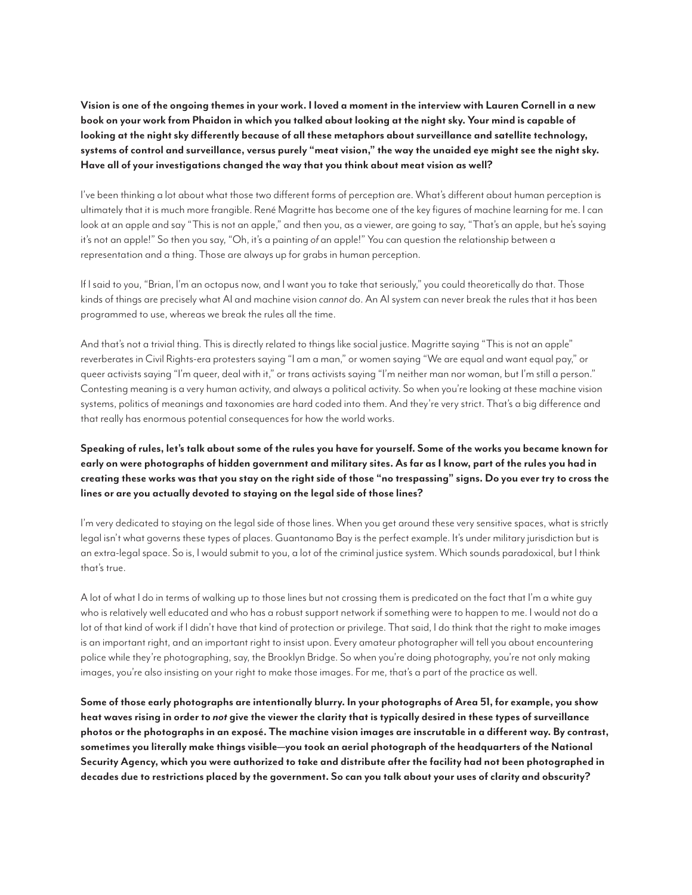**Vision is one of the ongoing themes in your work. I loved a moment in the interview with Lauren Cornell in a new book on your work from Phaidon in which you talked about looking at the night sky. Your mind is capable of looking at the night sky differently because of all these metaphors about surveillance and satellite technology, systems of control and surveillance, versus purely "meat vision," the way the unaided eye might see the night sky. Have all of your investigations changed the way that you think about meat vision as well?**

I've been thinking a lot about what those two different forms of perception are. What's different about human perception is ultimately that it is much more frangible. René Magritte has become one of the key figures of machine learning for me. I can look at an apple and say "This is not an apple," and then you, as a viewer, are going to say, "That's an apple, but he's saying it's not an apple!" So then you say, "Oh, it's a painting *of* an apple!" You can question the relationship between a representation and a thing. Those are always up for grabs in human perception.

If I said to you, "Brian, I'm an octopus now, and I want you to take that seriously," you could theoretically do that. Those kinds of things are precisely what AI and machine vision *cannot* do. An AI system can never break the rules that it has been programmed to use, whereas we break the rules all the time.

And that's not a trivial thing. This is directly related to things like social justice. Magritte saying "This is not an apple" reverberates in Civil Rights-era protesters saying "I am a man," or women saying "We are equal and want equal pay," or queer activists saying "I'm queer, deal with it," or trans activists saying "I'm neither man nor woman, but I'm still a person." Contesting meaning is a very human activity, and always a political activity. So when you're looking at these machine vision systems, politics of meanings and taxonomies are hard coded into them. And they're very strict. That's a big difference and that really has enormous potential consequences for how the world works.

**Speaking of rules, let's talk about some of the rules you have for yourself. Some of the works you became known for early on were photographs of hidden government and military sites. As far as I know, part of the rules you had in creating these works was that you stay on the right side of those "no trespassing" signs. Do you ever try to cross the lines or are you actually devoted to staying on the legal side of those lines?**

I'm very dedicated to staying on the legal side of those lines. When you get around these very sensitive spaces, what is strictly legal isn't what governs these types of places. Guantanamo Bay is the perfect example. It's under military jurisdiction but is an extra-legal space. So is, I would submit to you, a lot of the criminal justice system. Which sounds paradoxical, but I think that's true.

A lot of what I do in terms of walking up to those lines but not crossing them is predicated on the fact that I'm a white guy who is relatively well educated and who has a robust support network if something were to happen to me. I would not do a lot of that kind of work if I didn't have that kind of protection or privilege. That said, I do think that the right to make images is an important right, and an important right to insist upon. Every amateur photographer will tell you about encountering police while they're photographing, say, the Brooklyn Bridge. So when you're doing photography, you're not only making images, you're also insisting on your right to make those images. For me, that's a part of the practice as well.

**Some of those early photographs are intentionally blurry. In your photographs of Area 51, for example, you show heat waves rising in order to *not* give the viewer the clarity that is typically desired in these types of surveillance photos or the photographs in an exposé. The machine vision images are inscrutable in a different way. By contrast, sometimes you literally make things visible—you took an aerial photograph of the headquarters of the National Security Agency, which you were authorized to take and distribute after the facility had not been photographed in decades due to restrictions placed by the government. So can you talk about your uses of clarity and obscurity?**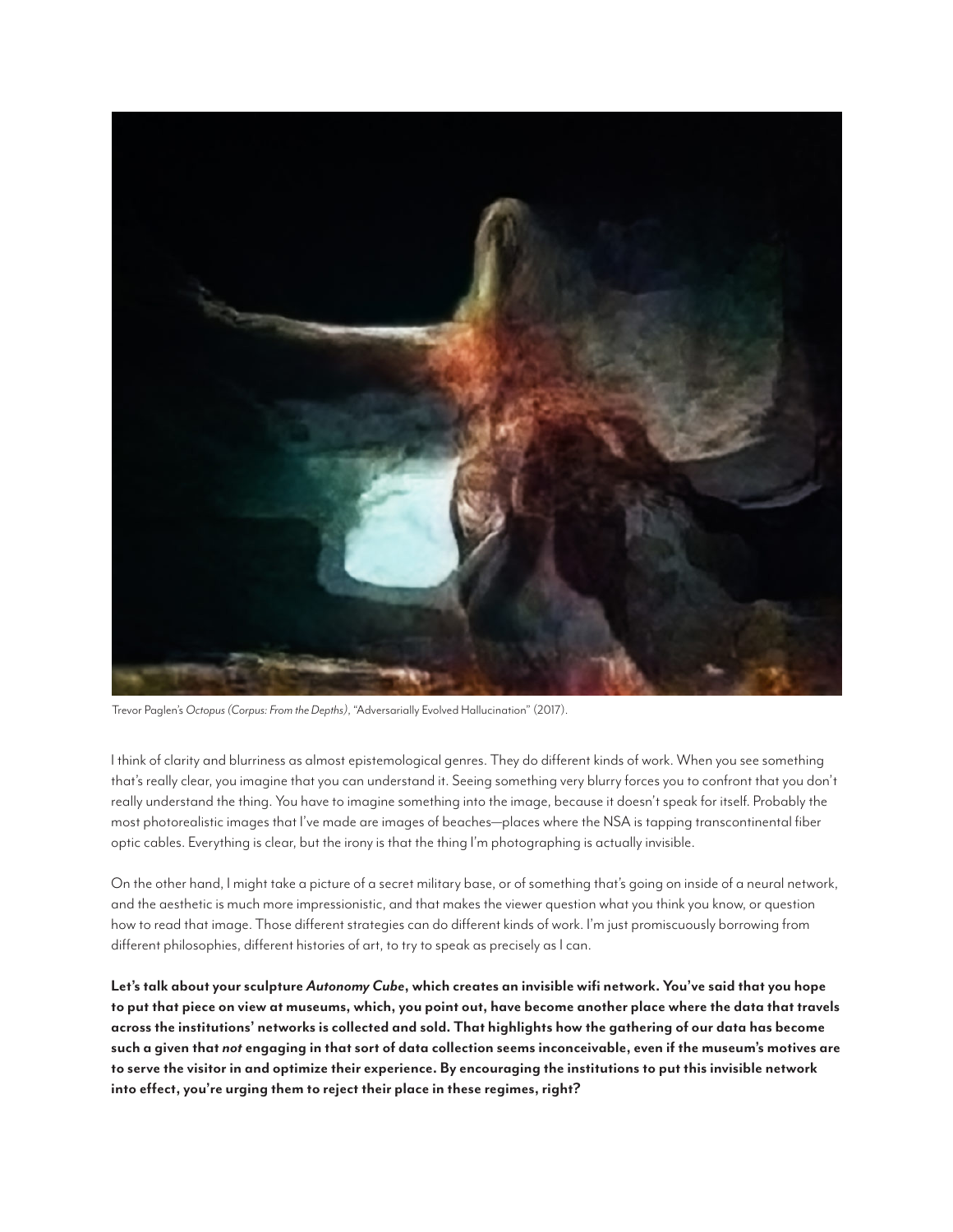Trevor Paglen's *Octopus (Corpus: From the Depths)*, "Adversarially Evolved Hallucination" (2017).

I think of clarity and blurriness as almost epistemological genres. They do different kinds of work. When you see something that's really clear, you imagine that you can understand it. Seeing something very blurry forces you to confront that you don't really understand the thing. You have to imagine something into the image, because it doesn't speak for itself. Probably the most photorealistic images that I've made are images of beaches—places where the NSA is tapping transcontinental fiber optic cables. Everything is clear, but the irony is that the thing I'm photographing is actually invisible.

On the other hand, I might take a picture of a secret military base, or of something that's going on inside of a neural network, and the aesthetic is much more impressionistic, and that makes the viewer question what you think you know, or question how to read that image. Those different strategies can do different kinds of work. I'm just promiscuously borrowing from different philosophies, different histories of art, to try to speak as precisely as I can.

**Let's talk about your sculpture *Autonomy Cube*, which creates an invisible wifi network. You've said that you hope to put that piece on view at museums, which, you point out, have become another place where the data that travels across the institutions' networks is collected and sold. That highlights how the gathering of our data has become such a given that *not* engaging in that sort of data collection seems inconceivable, even if the museum's motives are to serve the visitor in and optimize their experience. By encouraging the institutions to put this invisible network into effect, you're urging them to reject their place in these regimes, right?**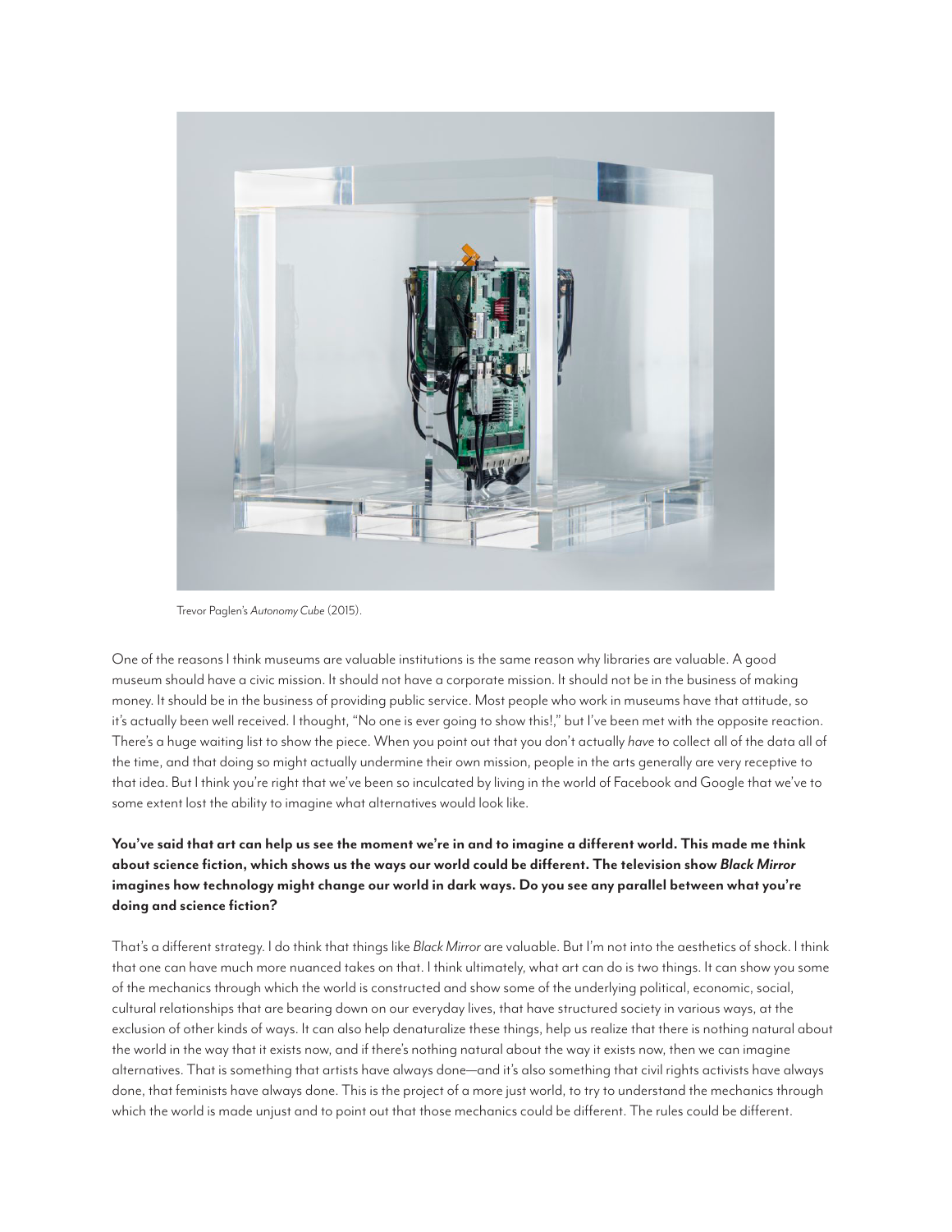Trevor Paglen's *Autonomy Cube* (2015).

One of the reasons I think museums are valuable institutions is the same reason why libraries are valuable. A good museum should have a civic mission. It should not have a corporate mission. It should not be in the business of making money. It should be in the business of providing public service. Most people who work in museums have that attitude, so it's actually been well received. I thought, "No one is ever going to show this!," but I've been met with the opposite reaction. There's a huge waiting list to show the piece. When you point out that you don't actually *have* to collect all of the data all of the time, and that doing so might actually undermine their own mission, people in the arts generally are very receptive to that idea. But I think you're right that we've been so inculcated by living in the world of Facebook and Google that we've to some extent lost the ability to imagine what alternatives would look like.

**You've said that art can help us see the moment we're in and to imagine a different world. This made me think about science fiction, which shows us the ways our world could be different. The television show *Black Mirror* imagines how technology might change our world in dark ways. Do you see any parallel between what you're doing and science fiction?**

That's a different strategy. I do think that things like *Black Mirror* are valuable. But I'm not into the aesthetics of shock. I think that one can have much more nuanced takes on that. I think ultimately, what art can do is two things. It can show you some of the mechanics through which the world is constructed and show some of the underlying political, economic, social, cultural relationships that are bearing down on our everyday lives, that have structured society in various ways, at the exclusion of other kinds of ways. It can also help denaturalize these things, help us realize that there is nothing natural about the world in the way that it exists now, and if there's nothing natural about the way it exists now, then we can imagine alternatives. That is something that artists have always done—and it's also something that civil rights activists have always done, that feminists have always done. This is the project of a more just world, to try to understand the mechanics through which the world is made unjust and to point out that those mechanics could be different. The rules could be different.